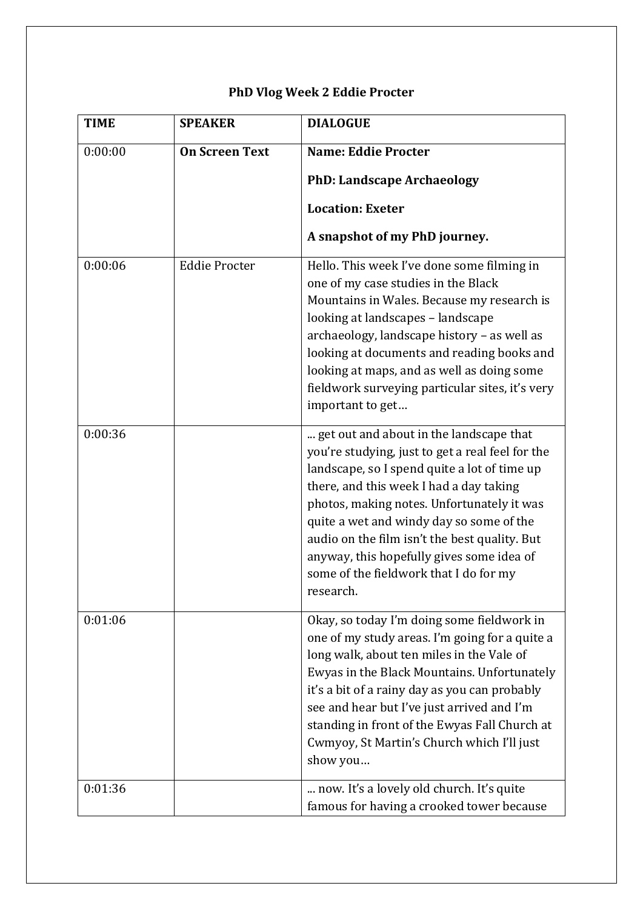# PhD Vlog Week 2 Eddie Procter

| TIME | SPEAKER | DIALOGUE |
|---|---|---|
| 0:00:00 | **On Screen Text** | **Name: Eddie Procter**<br>**PhD: Landscape Archaeology**<br>**Location: Exeter**<br>**A snapshot of my PhD journey.** |
| 0:00:06 | Eddie Procter | Hello. This week I've done some filming in one of my case studies in the Black Mountains in Wales. Because my research is looking at landscapes – landscape archaeology, landscape history – as well as looking at documents and reading books and looking at maps, and as well as doing some fieldwork surveying particular sites, it's very important to get… |
| 0:00:36 | | ... get out and about in the landscape that you're studying, just to get a real feel for the landscape, so I spend quite a lot of time up there, and this week I had a day taking photos, making notes. Unfortunately it was quite a wet and windy day so some of the audio on the film isn't the best quality. But anyway, this hopefully gives some idea of some of the fieldwork that I do for my research. |
| 0:01:06 | | Okay, so today I'm doing some fieldwork in one of my study areas. I'm going for a quite a long walk, about ten miles in the Vale of Ewyas in the Black Mountains. Unfortunately it's a bit of a rainy day as you can probably see and hear but I've just arrived and I'm standing in front of the Ewyas Fall Church at Cwmyoy, St Martin's Church which I'll just show you… |
| 0:01:36 | | ... now. It's a lovely old church. It's quite famous for having a crooked tower because |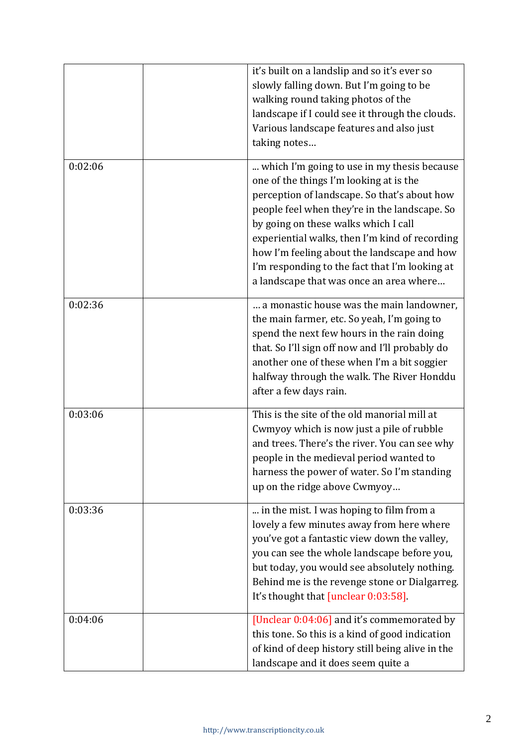| | | |
|---|---|---|
| | | it's built on a landslip and so it's ever so slowly falling down. But I'm going to be walking round taking photos of the landscape if I could see it through the clouds. Various landscape features and also just taking notes… |
| 0:02:06 | | ... which I'm going to use in my thesis because one of the things I'm looking at is the perception of landscape. So that's about how people feel when they're in the landscape. So by going on these walks which I call experiential walks, then I'm kind of recording how I'm feeling about the landscape and how I'm responding to the fact that I'm looking at a landscape that was once an area where… |
| 0:02:36 | | … a monastic house was the main landowner, the main farmer, etc. So yeah, I'm going to spend the next few hours in the rain doing that. So I'll sign off now and I'll probably do another one of these when I'm a bit soggier halfway through the walk. The River Honddu after a few days rain. |
| 0:03:06 | | This is the site of the old manorial mill at Cwmyoy which is now just a pile of rubble and trees. There's the river. You can see why people in the medieval period wanted to harness the power of water. So I'm standing up on the ridge above Cwmyoy… |
| 0:03:36 | | ... in the mist. I was hoping to film from a lovely a few minutes away from here where you've got a fantastic view down the valley, you can see the whole landscape before you, but today, you would see absolutely nothing. Behind me is the revenge stone or Dialgarreg. It's thought that [unclear 0:03:58]. |
| 0:04:06 | | [Unclear 0:04:06] and it's commemorated by this tone. So this is a kind of good indication of kind of deep history still being alive in the landscape and it does seem quite a |

http://www.transcriptioncity.co.uk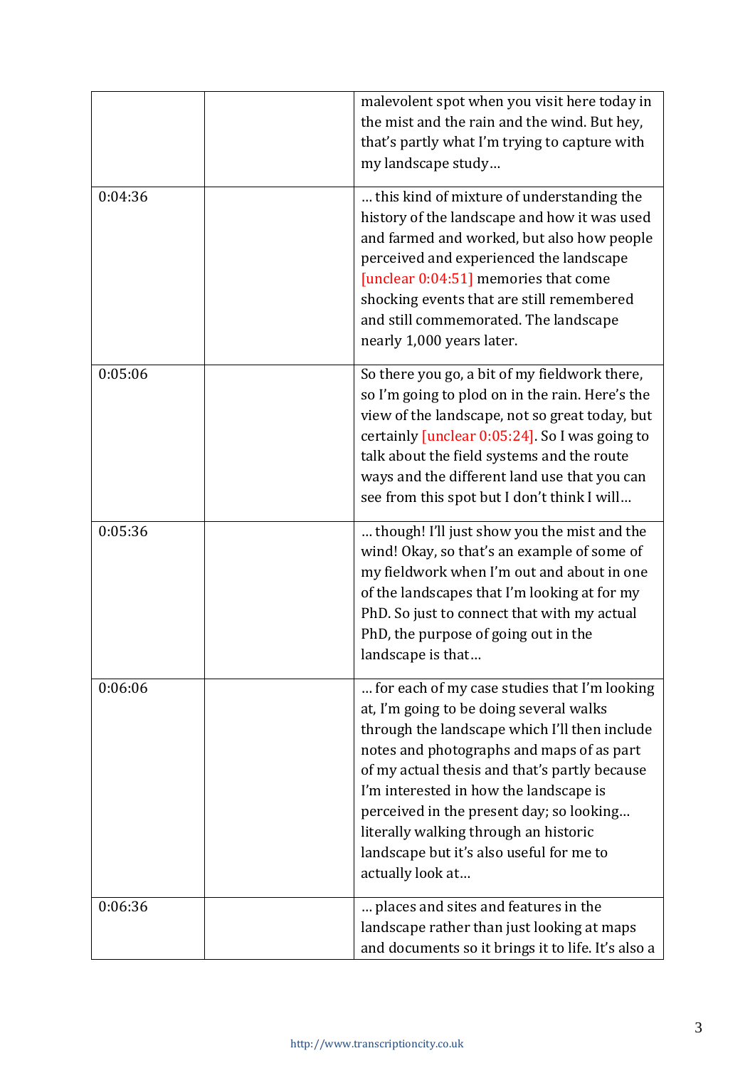| | | |
|---|---|---|
| | | malevolent spot when you visit here today in the mist and the rain and the wind. But hey, that's partly what I'm trying to capture with my landscape study… |
| 0:04:36 | | … this kind of mixture of understanding the history of the landscape and how it was used and farmed and worked, but also how people perceived and experienced the landscape [unclear 0:04:51] memories that come shocking events that are still remembered and still commemorated. The landscape nearly 1,000 years later. |
| 0:05:06 | | So there you go, a bit of my fieldwork there, so I'm going to plod on in the rain. Here's the view of the landscape, not so great today, but certainly [unclear 0:05:24]. So I was going to talk about the field systems and the route ways and the different land use that you can see from this spot but I don't think I will… |
| 0:05:36 | | … though! I'll just show you the mist and the wind! Okay, so that's an example of some of my fieldwork when I'm out and about in one of the landscapes that I'm looking at for my PhD. So just to connect that with my actual PhD, the purpose of going out in the landscape is that… |
| 0:06:06 | | … for each of my case studies that I'm looking at, I'm going to be doing several walks through the landscape which I'll then include notes and photographs and maps of as part of my actual thesis and that's partly because I'm interested in how the landscape is perceived in the present day; so looking… literally walking through an historic landscape but it's also useful for me to actually look at… |
| 0:06:36 | | … places and sites and features in the landscape rather than just looking at maps and documents so it brings it to life. It's also a |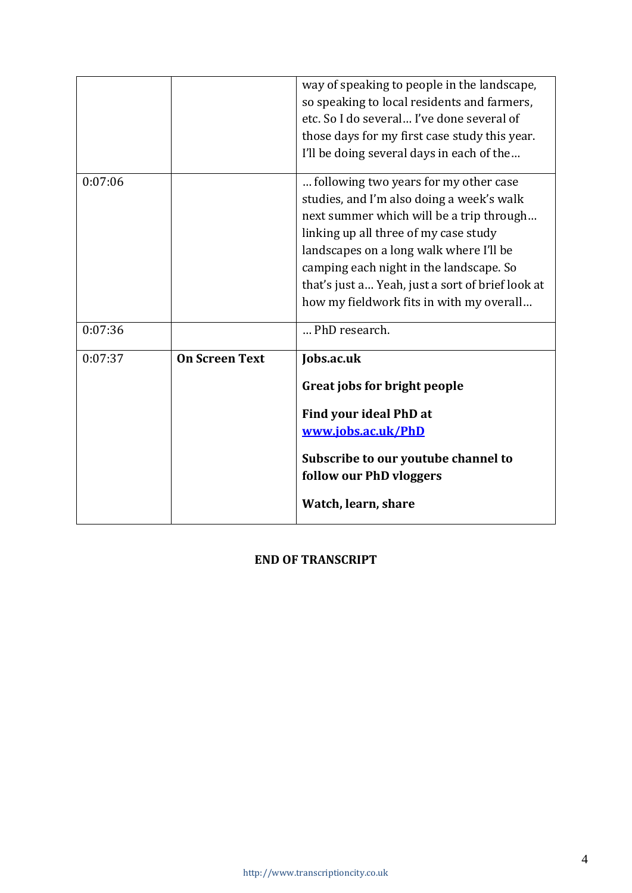| | | |
|---|---|---|
| | | way of speaking to people in the landscape, so speaking to local residents and farmers, etc. So I do several… I've done several of those days for my first case study this year. I'll be doing several days in each of the… |
| 0:07:06 | | … following two years for my other case studies, and I'm also doing a week's walk next summer which will be a trip through… linking up all three of my case study landscapes on a long walk where I'll be camping each night in the landscape. So that's just a… Yeah, just a sort of brief look at how my fieldwork fits in with my overall… |
| 0:07:36 | | … PhD research. |
| 0:07:37 | **On Screen Text** | **Jobs.ac.uk** <br> **Great jobs for bright people** <br> **Find your ideal PhD at [www.jobs.ac.uk/PhD](http://www.jobs.ac.uk/PhD)** <br> **Subscribe to our youtube channel to follow our PhD vloggers** <br> **Watch, learn, share** |

**END OF TRANSCRIPT**

http://www.transcriptioncity.co.uk